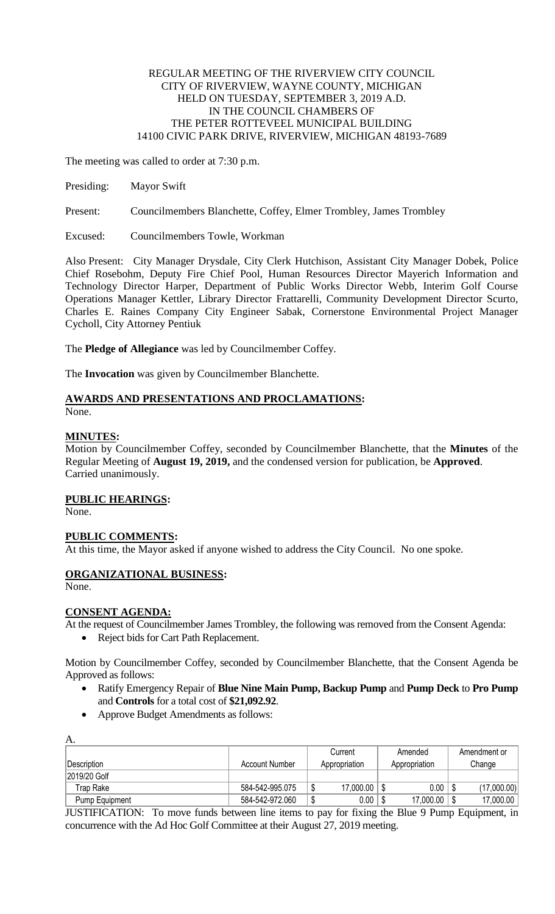REGULAR MEETING OF THE RIVERVIEW CITY COUNCIL
CITY OF RIVERVIEW, WAYNE COUNTY, MICHIGAN
HELD ON TUESDAY, SEPTEMBER 3, 2019 A.D.
IN THE COUNCIL CHAMBERS OF
THE PETER ROTTEVEEL MUNICIPAL BUILDING
14100 CIVIC PARK DRIVE, RIVERVIEW, MICHIGAN 48193-7689

The meeting was called to order at 7:30 p.m.

Presiding: Mayor Swift

Present: Councilmembers Blanchette, Coffey, Elmer Trombley, James Trombley

Excused: Councilmembers Towle, Workman

Also Present: City Manager Drysdale, City Clerk Hutchison, Assistant City Manager Dobek, Police Chief Rosebohm, Deputy Fire Chief Pool, Human Resources Director Mayerich Information and Technology Director Harper, Department of Public Works Director Webb, Interim Golf Course Operations Manager Kettler, Library Director Frattarelli, Community Development Director Scurto, Charles E. Raines Company City Engineer Sabak, Cornerstone Environmental Project Manager Cycholl, City Attorney Pentiuk

The **Pledge of Allegiance** was led by Councilmember Coffey.

The **Invocation** was given by Councilmember Blanchette.

**AWARDS AND PRESENTATIONS AND PROCLAMATIONS:**
None.

**MINUTES:**
Motion by Councilmember Coffey, seconded by Councilmember Blanchette, that the **Minutes** of the Regular Meeting of **August 19, 2019,** and the condensed version for publication, be **Approved**. Carried unanimously.

**PUBLIC HEARINGS:**
None.

**PUBLIC COMMENTS:**
At this time, the Mayor asked if anyone wished to address the City Council. No one spoke.

**ORGANIZATIONAL BUSINESS:**
None.

**CONSENT AGENDA:**
At the request of Councilmember James Trombley, the following was removed from the Consent Agenda:

- Reject bids for Cart Path Replacement.

Motion by Councilmember Coffey, seconded by Councilmember Blanchette, that the Consent Agenda be Approved as follows:

- Ratify Emergency Repair of **Blue Nine Main Pump, Backup Pump** and **Pump Deck** to **Pro Pump** and **Controls** for a total cost of **$21,092.92**.
- Approve Budget Amendments as follows:

A.

| Description | Account Number | Current Appropriation | Amended Appropriation | Amendment or Change |
|---|---|---|---|---|
| 2019/20 Golf | | | | |
| Trap Rake | 584-542-995.075 | $ 17,000.00 | $ 0.00 | $ (17,000.00) |
| Pump Equipment | 584-542-972.060 | $ 0.00 | $ 17,000.00 | $ 17,000.00 |

JUSTIFICATION: To move funds between line items to pay for fixing the Blue 9 Pump Equipment, in concurrence with the Ad Hoc Golf Committee at their August 27, 2019 meeting.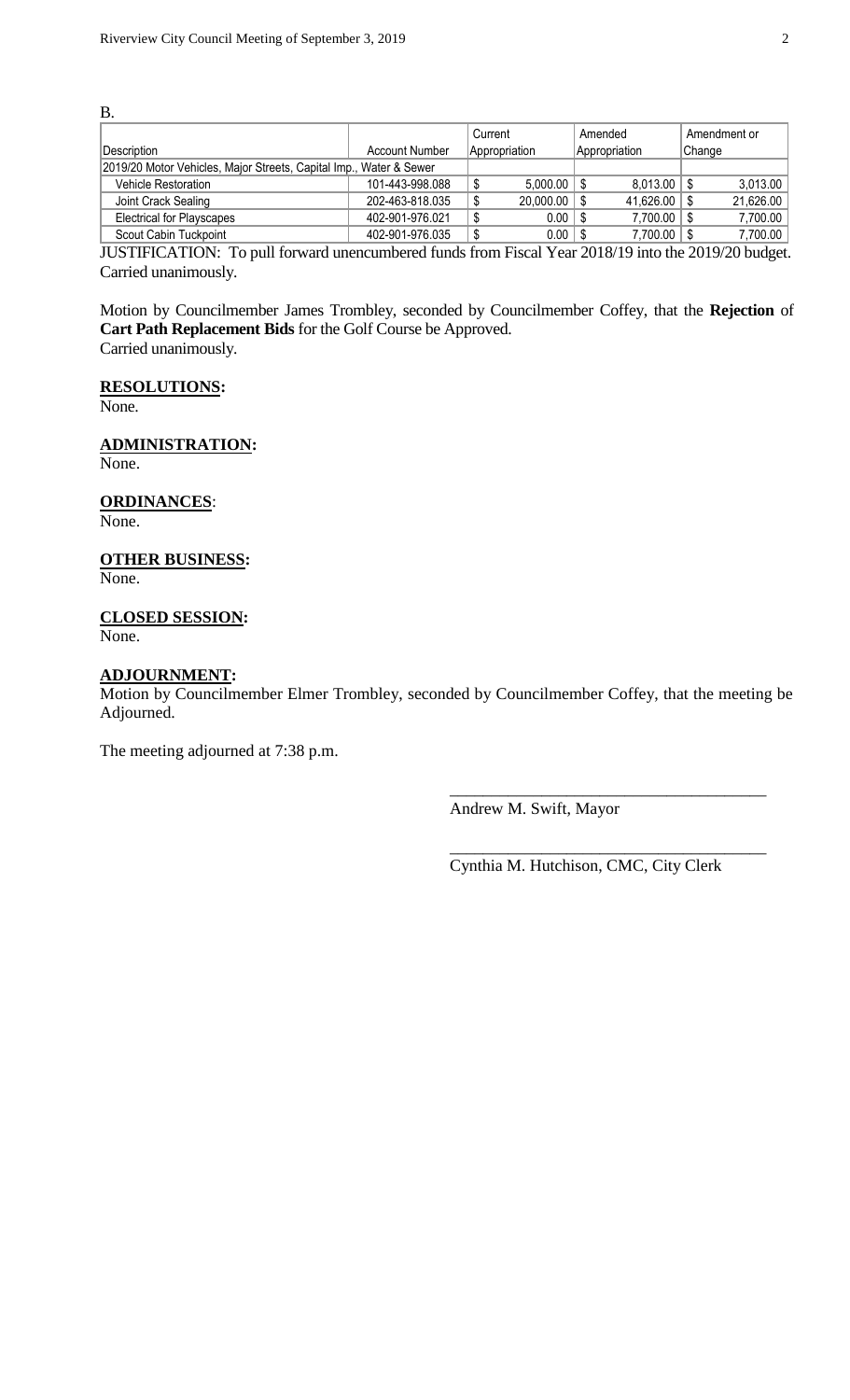B.

| Description | Account Number | Current Appropriation | Amended Appropriation | Amendment or Change |
|---|---|---|---|---|
| 2019/20 Motor Vehicles, Major Streets, Capital Imp., Water & Sewer | | | | |
| Vehicle Restoration | 101-443-998.088 | $ 5,000.00 | $ 8,013.00 | $ 3,013.00 |
| Joint Crack Sealing | 202-463-818.035 | $ 20,000.00 | $ 41,626.00 | $ 21,626.00 |
| Electrical for Playscapes | 402-901-976.021 | $ 0.00 | $ 7,700.00 | $ 7,700.00 |
| Scout Cabin Tuckpoint | 402-901-976.035 | $ 0.00 | $ 7,700.00 | $ 7,700.00 |

JUSTIFICATION: To pull forward unencumbered funds from Fiscal Year 2018/19 into the 2019/20 budget.
Carried unanimously.

Motion by Councilmember James Trombley, seconded by Councilmember Coffey, that the **Rejection** of **Cart Path Replacement Bids** for the Golf Course be Approved.
Carried unanimously.

**RESOLUTIONS:**
None.

**ADMINISTRATION:**
None.

**ORDINANCES**:
None.

**OTHER BUSINESS:**
None.

**CLOSED SESSION:**
None.

**ADJOURNMENT:**
Motion by Councilmember Elmer Trombley, seconded by Councilmember Coffey, that the meeting be Adjourned.

The meeting adjourned at 7:38 p.m.

\_\_\_\_\_\_\_\_\_\_\_\_\_\_\_\_\_\_\_\_\_\_\_\_\_\_\_\_\_\_\_\_\_\_\_\_\_\_
Andrew M. Swift, Mayor

\_\_\_\_\_\_\_\_\_\_\_\_\_\_\_\_\_\_\_\_\_\_\_\_\_\_\_\_\_\_\_\_\_\_\_\_\_\_
Cynthia M. Hutchison, CMC, City Clerk